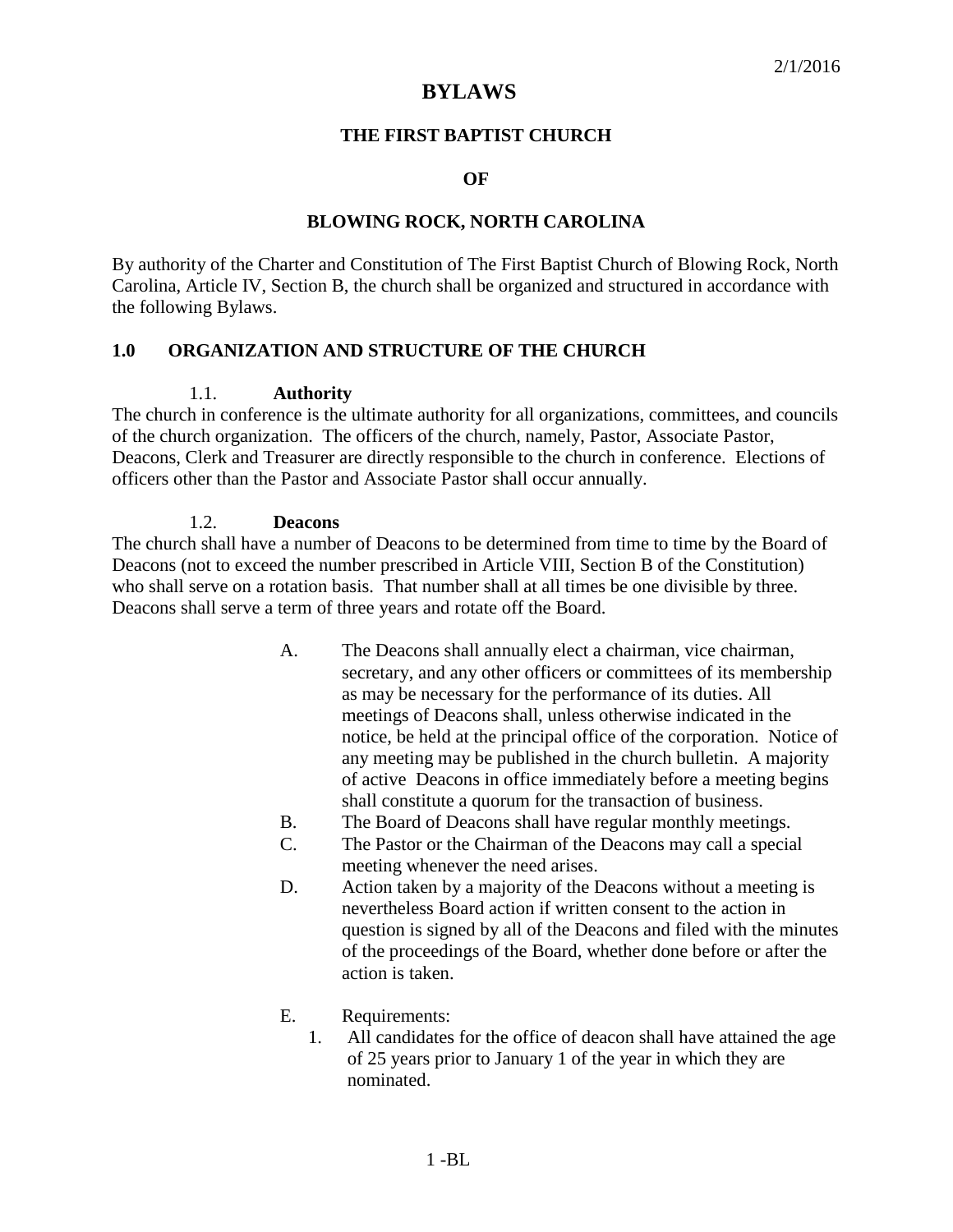2/1/2016

# BYLAWS

## THE FIRST BAPTIST CHURCH

## OF

## BLOWING ROCK, NORTH CAROLINA

By authority of the Charter and Constitution of The First Baptist Church of Blowing Rock, North Carolina, Article IV, Section B, the church shall be organized and structured in accordance with the following Bylaws.

## 1.0 ORGANIZATION AND STRUCTURE OF THE CHURCH

### 1.1. Authority

The church in conference is the ultimate authority for all organizations, committees, and councils of the church organization. The officers of the church, namely, Pastor, Associate Pastor, Deacons, Clerk and Treasurer are directly responsible to the church in conference. Elections of officers other than the Pastor and Associate Pastor shall occur annually.

### 1.2. Deacons

The church shall have a number of Deacons to be determined from time to time by the Board of Deacons (not to exceed the number prescribed in Article VIII, Section B of the Constitution) who shall serve on a rotation basis. That number shall at all times be one divisible by three. Deacons shall serve a term of three years and rotate off the Board.

A. The Deacons shall annually elect a chairman, vice chairman, secretary, and any other officers or committees of its membership as may be necessary for the performance of its duties. All meetings of Deacons shall, unless otherwise indicated in the notice, be held at the principal office of the corporation. Notice of any meeting may be published in the church bulletin. A majority of active Deacons in office immediately before a meeting begins shall constitute a quorum for the transaction of business.

B. The Board of Deacons shall have regular monthly meetings.

C. The Pastor or the Chairman of the Deacons may call a special meeting whenever the need arises.

D. Action taken by a majority of the Deacons without a meeting is nevertheless Board action if written consent to the action in question is signed by all of the Deacons and filed with the minutes of the proceedings of the Board, whether done before or after the action is taken.

E. Requirements:

1. All candidates for the office of deacon shall have attained the age of 25 years prior to January 1 of the year in which they are nominated.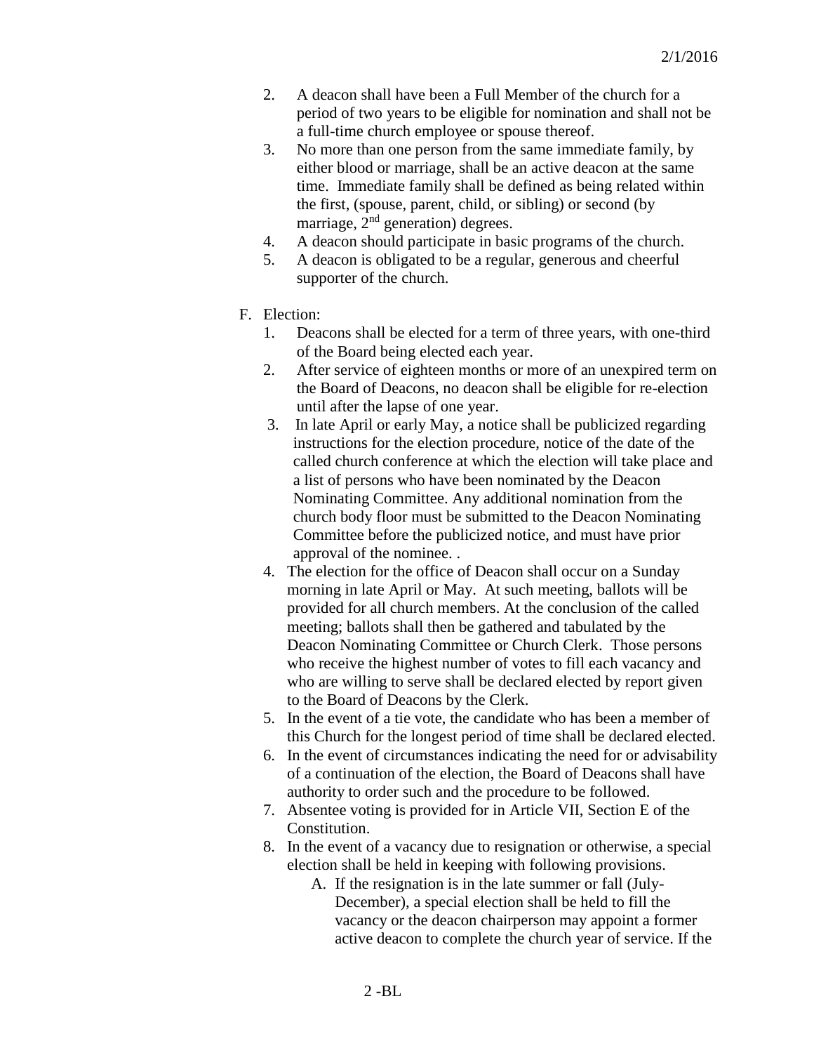2. A deacon shall have been a Full Member of the church for a period of two years to be eligible for nomination and shall not be a full-time church employee or spouse thereof.
3. No more than one person from the same immediate family, by either blood or marriage, shall be an active deacon at the same time. Immediate family shall be defined as being related within the first, (spouse, parent, child, or sibling) or second (by marriage, 2nd generation) degrees.
4. A deacon should participate in basic programs of the church.
5. A deacon is obligated to be a regular, generous and cheerful supporter of the church.

F. Election:
   1. Deacons shall be elected for a term of three years, with one-third of the Board being elected each year.
   2. After service of eighteen months or more of an unexpired term on the Board of Deacons, no deacon shall be eligible for re-election until after the lapse of one year.
   3. In late April or early May, a notice shall be publicized regarding instructions for the election procedure, notice of the date of the called church conference at which the election will take place and a list of persons who have been nominated by the Deacon Nominating Committee. Any additional nomination from the church body floor must be submitted to the Deacon Nominating Committee before the publicized notice, and must have prior approval of the nominee. .
   4. The election for the office of Deacon shall occur on a Sunday morning in late April or May. At such meeting, ballots will be provided for all church members. At the conclusion of the called meeting; ballots shall then be gathered and tabulated by the Deacon Nominating Committee or Church Clerk. Those persons who receive the highest number of votes to fill each vacancy and who are willing to serve shall be declared elected by report given to the Board of Deacons by the Clerk.
   5. In the event of a tie vote, the candidate who has been a member of this Church for the longest period of time shall be declared elected.
   6. In the event of circumstances indicating the need for or advisability of a continuation of the election, the Board of Deacons shall have authority to order such and the procedure to be followed.
   7. Absentee voting is provided for in Article VII, Section E of the Constitution.
   8. In the event of a vacancy due to resignation or otherwise, a special election shall be held in keeping with following provisions.
      A. If the resignation is in the late summer or fall (July-December), a special election shall be held to fill the vacancy or the deacon chairperson may appoint a former active deacon to complete the church year of service. If the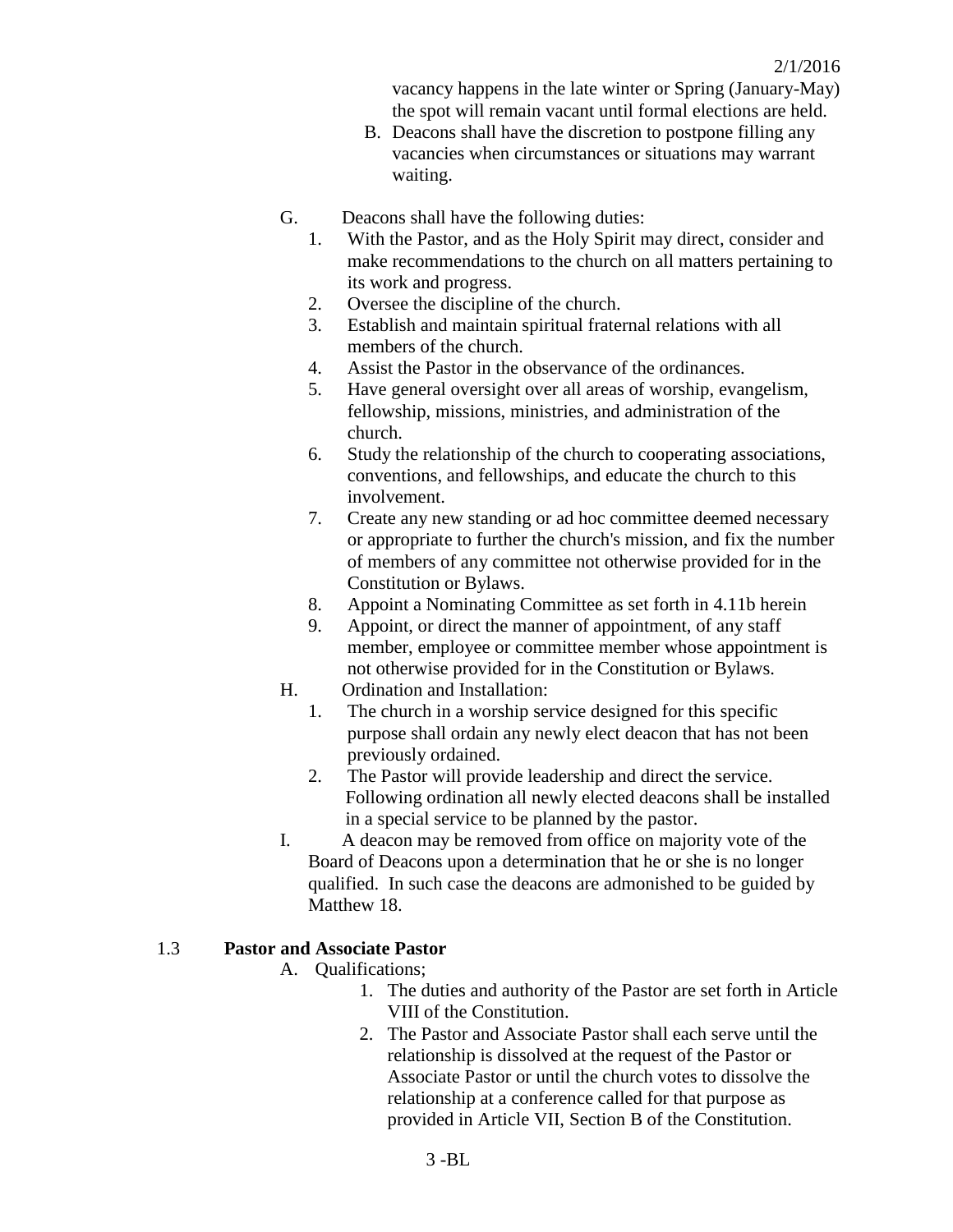vacancy happens in the late winter or Spring (January-May) the spot will remain vacant until formal elections are held.

B. Deacons shall have the discretion to postpone filling any vacancies when circumstances or situations may warrant waiting.

G. Deacons shall have the following duties:

1. With the Pastor, and as the Holy Spirit may direct, consider and make recommendations to the church on all matters pertaining to its work and progress.
2. Oversee the discipline of the church.
3. Establish and maintain spiritual fraternal relations with all members of the church.
4. Assist the Pastor in the observance of the ordinances.
5. Have general oversight over all areas of worship, evangelism, fellowship, missions, ministries, and administration of the church.
6. Study the relationship of the church to cooperating associations, conventions, and fellowships, and educate the church to this involvement.
7. Create any new standing or ad hoc committee deemed necessary or appropriate to further the church's mission, and fix the number of members of any committee not otherwise provided for in the Constitution or Bylaws.
8. Appoint a Nominating Committee as set forth in 4.11b herein
9. Appoint, or direct the manner of appointment, of any staff member, employee or committee member whose appointment is not otherwise provided for in the Constitution or Bylaws.

H. Ordination and Installation:

1. The church in a worship service designed for this specific purpose shall ordain any newly elect deacon that has not been previously ordained.
2. The Pastor will provide leadership and direct the service. Following ordination all newly elected deacons shall be installed in a special service to be planned by the pastor.

I. A deacon may be removed from office on majority vote of the Board of Deacons upon a determination that he or she is no longer qualified. In such case the deacons are admonished to be guided by Matthew 18.

## 1.3 Pastor and Associate Pastor

A. Qualifications;

1. The duties and authority of the Pastor are set forth in Article VIII of the Constitution.
2. The Pastor and Associate Pastor shall each serve until the relationship is dissolved at the request of the Pastor or Associate Pastor or until the church votes to dissolve the relationship at a conference called for that purpose as provided in Article VII, Section B of the Constitution.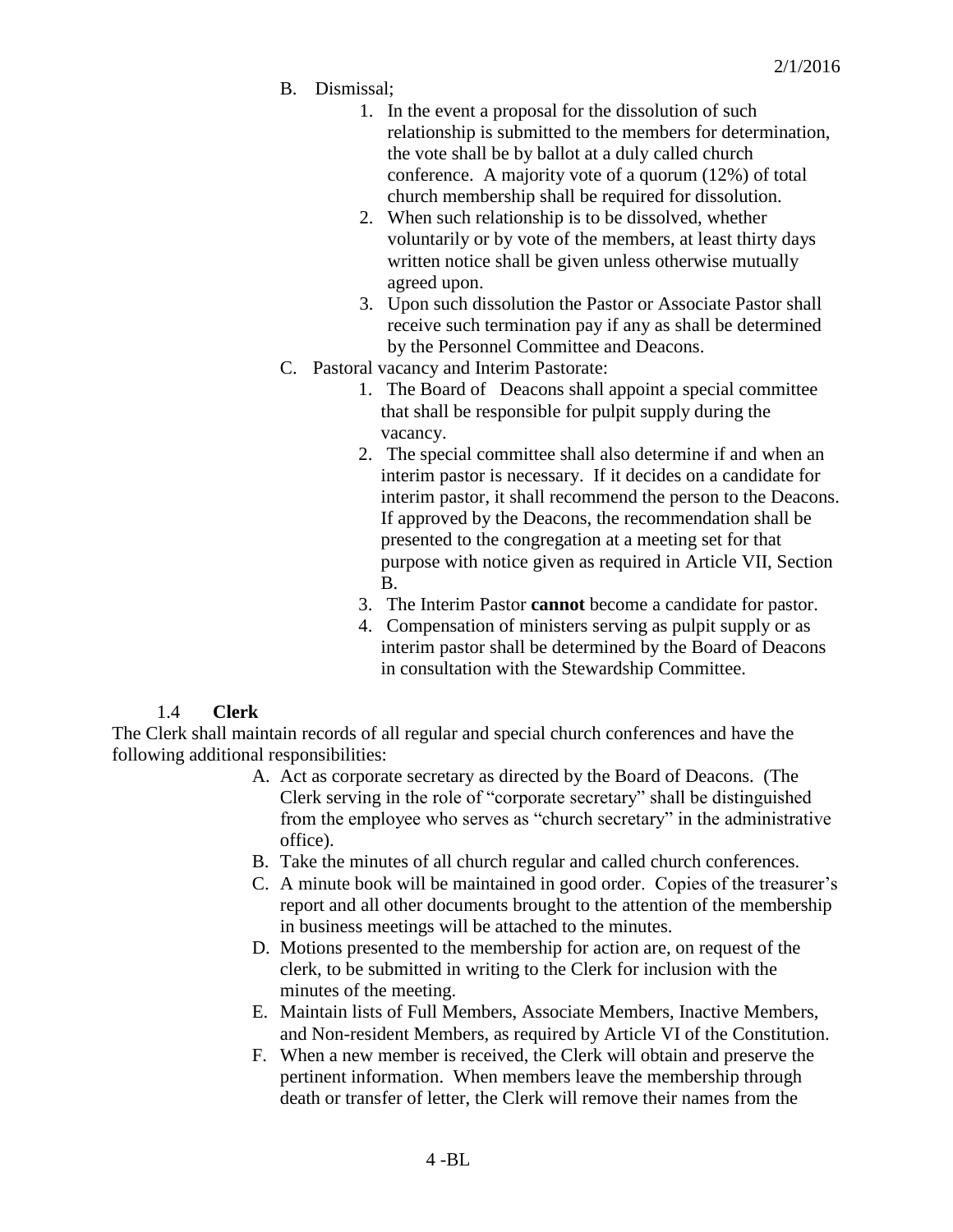B. Dismissal;

1. In the event a proposal for the dissolution of such relationship is submitted to the members for determination, the vote shall be by ballot at a duly called church conference. A majority vote of a quorum (12%) of total church membership shall be required for dissolution.
2. When such relationship is to be dissolved, whether voluntarily or by vote of the members, at least thirty days written notice shall be given unless otherwise mutually agreed upon.
3. Upon such dissolution the Pastor or Associate Pastor shall receive such termination pay if any as shall be determined by the Personnel Committee and Deacons.

C. Pastoral vacancy and Interim Pastorate:

1. The Board of Deacons shall appoint a special committee that shall be responsible for pulpit supply during the vacancy.
2. The special committee shall also determine if and when an interim pastor is necessary. If it decides on a candidate for interim pastor, it shall recommend the person to the Deacons. If approved by the Deacons, the recommendation shall be presented to the congregation at a meeting set for that purpose with notice given as required in Article VII, Section B.
3. The Interim Pastor **cannot** become a candidate for pastor.
4. Compensation of ministers serving as pulpit supply or as interim pastor shall be determined by the Board of Deacons in consultation with the Stewardship Committee.

### 1.4 **Clerk**

The Clerk shall maintain records of all regular and special church conferences and have the following additional responsibilities:

A. Act as corporate secretary as directed by the Board of Deacons. (The Clerk serving in the role of "corporate secretary" shall be distinguished from the employee who serves as "church secretary" in the administrative office).
B. Take the minutes of all church regular and called church conferences.
C. A minute book will be maintained in good order. Copies of the treasurer's report and all other documents brought to the attention of the membership in business meetings will be attached to the minutes.
D. Motions presented to the membership for action are, on request of the clerk, to be submitted in writing to the Clerk for inclusion with the minutes of the meeting.
E. Maintain lists of Full Members, Associate Members, Inactive Members, and Non-resident Members, as required by Article VI of the Constitution.
F. When a new member is received, the Clerk will obtain and preserve the pertinent information. When members leave the membership through death or transfer of letter, the Clerk will remove their names from the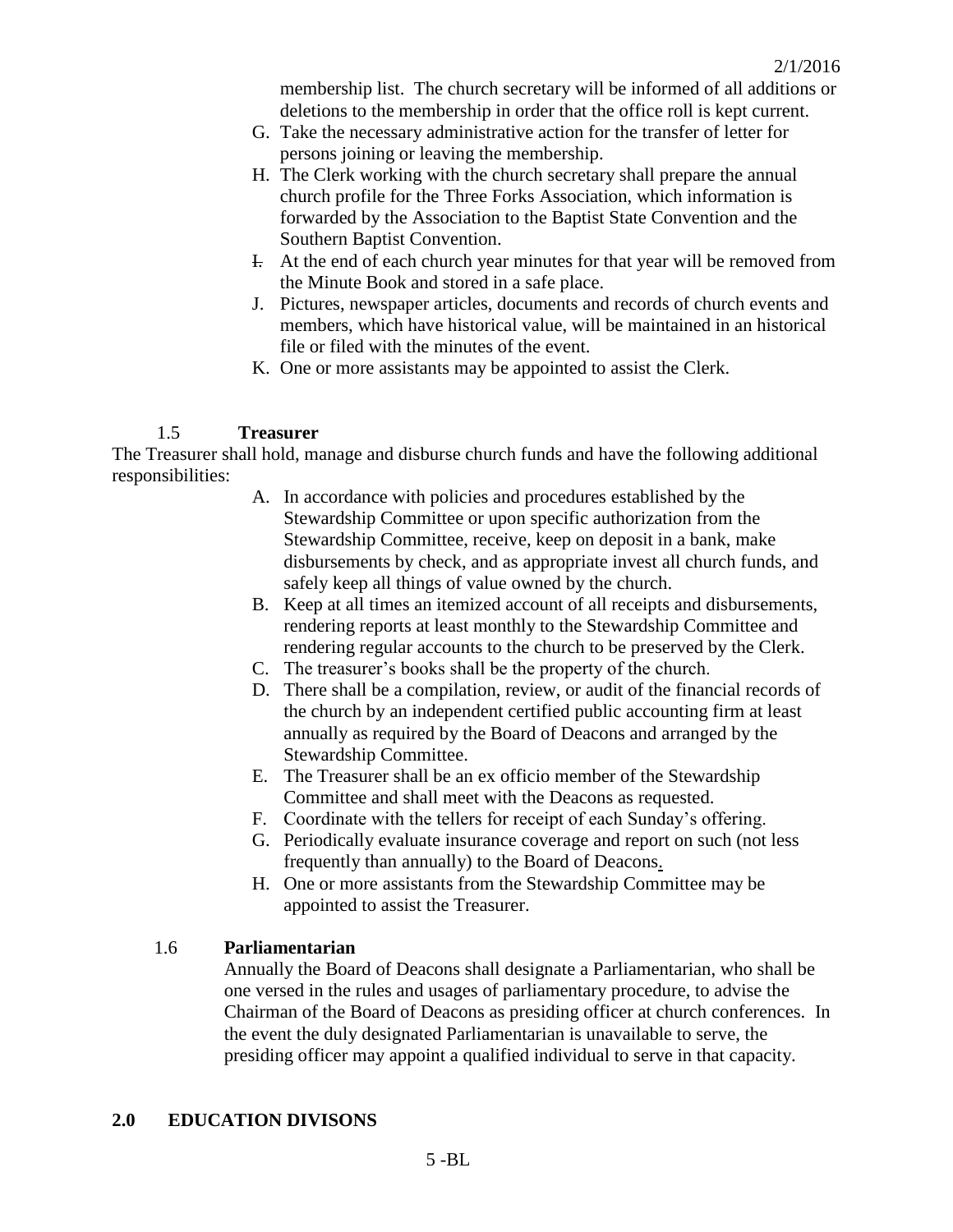membership list. The church secretary will be informed of all additions or deletions to the membership in order that the office roll is kept current.

G. Take the necessary administrative action for the transfer of letter for persons joining or leaving the membership.
H. The Clerk working with the church secretary shall prepare the annual church profile for the Three Forks Association, which information is forwarded by the Association to the Baptist State Convention and the Southern Baptist Convention.
I. At the end of each church year minutes for that year will be removed from the Minute Book and stored in a safe place.
J. Pictures, newspaper articles, documents and records of church events and members, which have historical value, will be maintained in an historical file or filed with the minutes of the event.
K. One or more assistants may be appointed to assist the Clerk.

### 1.5 **Treasurer**

The Treasurer shall hold, manage and disburse church funds and have the following additional responsibilities:

A. In accordance with policies and procedures established by the Stewardship Committee or upon specific authorization from the Stewardship Committee, receive, keep on deposit in a bank, make disbursements by check, and as appropriate invest all church funds, and safely keep all things of value owned by the church.
B. Keep at all times an itemized account of all receipts and disbursements, rendering reports at least monthly to the Stewardship Committee and rendering regular accounts to the church to be preserved by the Clerk.
C. The treasurer's books shall be the property of the church.
D. There shall be a compilation, review, or audit of the financial records of the church by an independent certified public accounting firm at least annually as required by the Board of Deacons and arranged by the Stewardship Committee.
E. The Treasurer shall be an ex officio member of the Stewardship Committee and shall meet with the Deacons as requested.
F. Coordinate with the tellers for receipt of each Sunday's offering.
G. Periodically evaluate insurance coverage and report on such (not less frequently than annually) to the Board of Deacons.
H. One or more assistants from the Stewardship Committee may be appointed to assist the Treasurer.

### 1.6 **Parliamentarian**

Annually the Board of Deacons shall designate a Parliamentarian, who shall be one versed in the rules and usages of parliamentary procedure, to advise the Chairman of the Board of Deacons as presiding officer at church conferences. In the event the duly designated Parliamentarian is unavailable to serve, the presiding officer may appoint a qualified individual to serve in that capacity.

## **2.0 EDUCATION DIVISONS**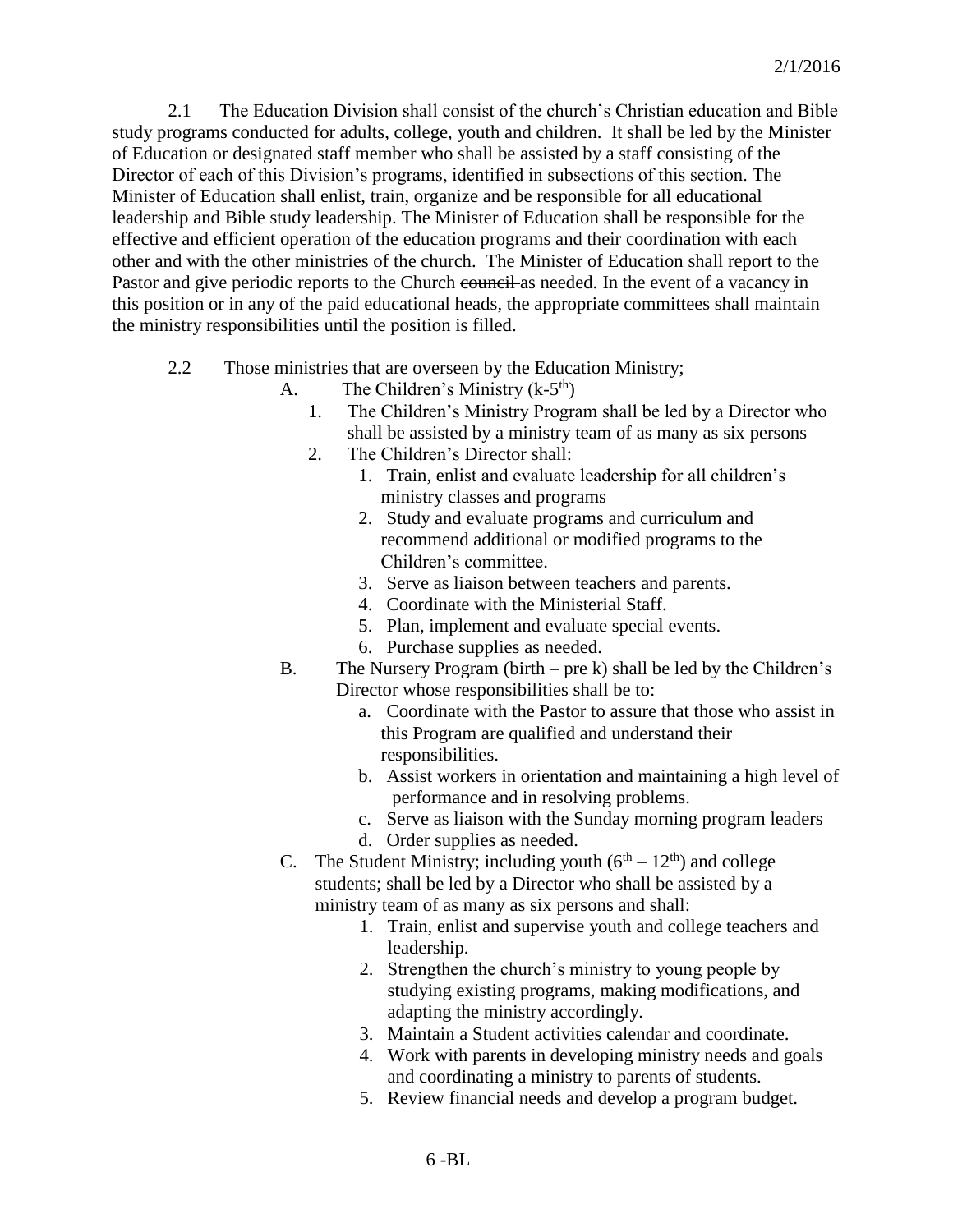2.1 The Education Division shall consist of the church's Christian education and Bible study programs conducted for adults, college, youth and children. It shall be led by the Minister of Education or designated staff member who shall be assisted by a staff consisting of the Director of each of this Division's programs, identified in subsections of this section. The Minister of Education shall enlist, train, organize and be responsible for all educational leadership and Bible study leadership. The Minister of Education shall be responsible for the effective and efficient operation of the education programs and their coordination with each other and with the other ministries of the church. The Minister of Education shall report to the Pastor and give periodic reports to the Church ~~council~~ as needed. In the event of a vacancy in this position or in any of the paid educational heads, the appropriate committees shall maintain the ministry responsibilities until the position is filled.

2.2 Those ministries that are overseen by the Education Ministry;

A. The Children's Ministry (k-5th)

1. The Children's Ministry Program shall be led by a Director who shall be assisted by a ministry team of as many as six persons
2. The Children's Director shall:
    1. Train, enlist and evaluate leadership for all children's ministry classes and programs
    2. Study and evaluate programs and curriculum and recommend additional or modified programs to the Children's committee.
    3. Serve as liaison between teachers and parents.
    4. Coordinate with the Ministerial Staff.
    5. Plan, implement and evaluate special events.
    6. Purchase supplies as needed.

B. The Nursery Program (birth – pre k) shall be led by the Children's Director whose responsibilities shall be to:

a. Coordinate with the Pastor to assure that those who assist in this Program are qualified and understand their responsibilities.
b. Assist workers in orientation and maintaining a high level of performance and in resolving problems.
c. Serve as liaison with the Sunday morning program leaders
d. Order supplies as needed.

C. The Student Ministry; including youth (6th – 12th) and college students; shall be led by a Director who shall be assisted by a ministry team of as many as six persons and shall:

1. Train, enlist and supervise youth and college teachers and leadership.
2. Strengthen the church's ministry to young people by studying existing programs, making modifications, and adapting the ministry accordingly.
3. Maintain a Student activities calendar and coordinate.
4. Work with parents in developing ministry needs and goals and coordinating a ministry to parents of students.
5. Review financial needs and develop a program budget.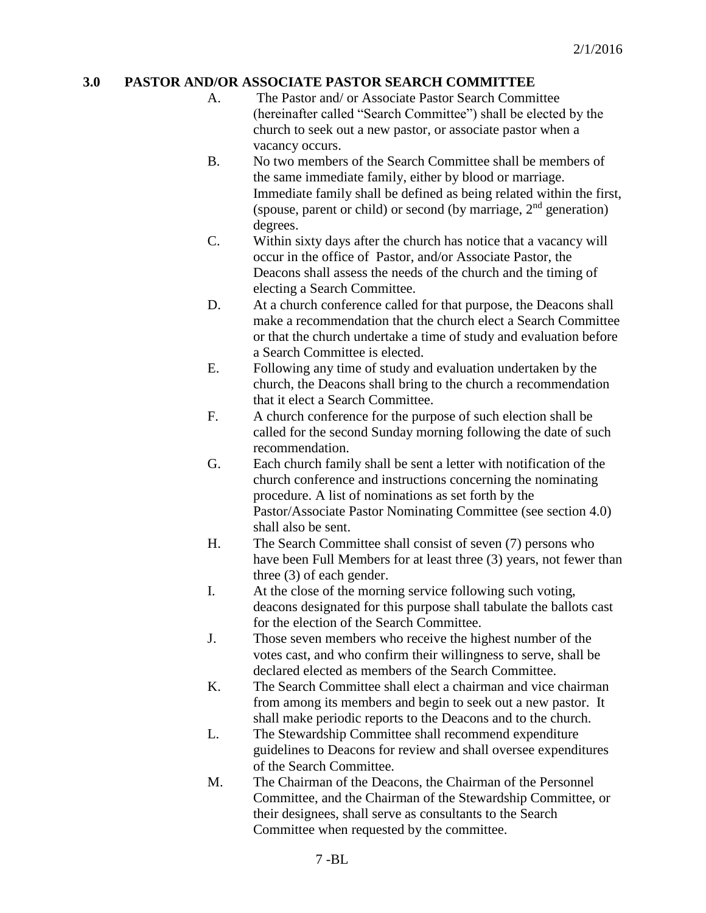## 3.0 PASTOR AND/OR ASSOCIATE PASTOR SEARCH COMMITTEE

A. The Pastor and/ or Associate Pastor Search Committee (hereinafter called "Search Committee") shall be elected by the church to seek out a new pastor, or associate pastor when a vacancy occurs.

B. No two members of the Search Committee shall be members of the same immediate family, either by blood or marriage. Immediate family shall be defined as being related within the first, (spouse, parent or child) or second (by marriage, 2nd generation) degrees.

C. Within sixty days after the church has notice that a vacancy will occur in the office of Pastor, and/or Associate Pastor, the Deacons shall assess the needs of the church and the timing of electing a Search Committee.

D. At a church conference called for that purpose, the Deacons shall make a recommendation that the church elect a Search Committee or that the church undertake a time of study and evaluation before a Search Committee is elected.

E. Following any time of study and evaluation undertaken by the church, the Deacons shall bring to the church a recommendation that it elect a Search Committee.

F. A church conference for the purpose of such election shall be called for the second Sunday morning following the date of such recommendation.

G. Each church family shall be sent a letter with notification of the church conference and instructions concerning the nominating procedure. A list of nominations as set forth by the Pastor/Associate Pastor Nominating Committee (see section 4.0) shall also be sent.

H. The Search Committee shall consist of seven (7) persons who have been Full Members for at least three (3) years, not fewer than three (3) of each gender.

I. At the close of the morning service following such voting, deacons designated for this purpose shall tabulate the ballots cast for the election of the Search Committee.

J. Those seven members who receive the highest number of the votes cast, and who confirm their willingness to serve, shall be declared elected as members of the Search Committee.

K. The Search Committee shall elect a chairman and vice chairman from among its members and begin to seek out a new pastor. It shall make periodic reports to the Deacons and to the church.

L. The Stewardship Committee shall recommend expenditure guidelines to Deacons for review and shall oversee expenditures of the Search Committee.

M. The Chairman of the Deacons, the Chairman of the Personnel Committee, and the Chairman of the Stewardship Committee, or their designees, shall serve as consultants to the Search Committee when requested by the committee.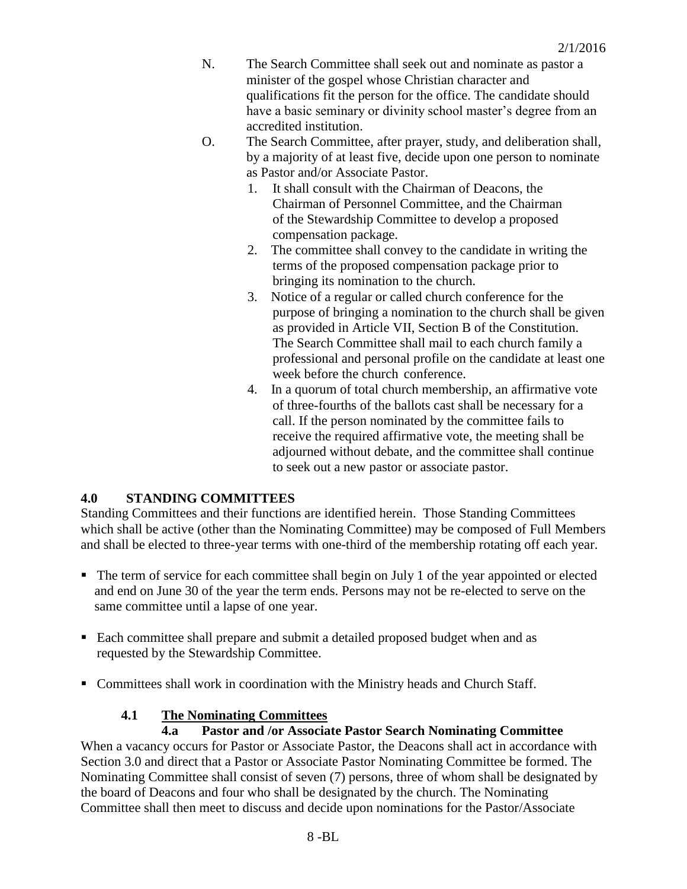N. The Search Committee shall seek out and nominate as pastor a minister of the gospel whose Christian character and qualifications fit the person for the office. The candidate should have a basic seminary or divinity school master's degree from an accredited institution.

O. The Search Committee, after prayer, study, and deliberation shall, by a majority of at least five, decide upon one person to nominate as Pastor and/or Associate Pastor.

1. It shall consult with the Chairman of Deacons, the Chairman of Personnel Committee, and the Chairman of the Stewardship Committee to develop a proposed compensation package.
2. The committee shall convey to the candidate in writing the terms of the proposed compensation package prior to bringing its nomination to the church.
3. Notice of a regular or called church conference for the purpose of bringing a nomination to the church shall be given as provided in Article VII, Section B of the Constitution. The Search Committee shall mail to each church family a professional and personal profile on the candidate at least one week before the church conference.
4. In a quorum of total church membership, an affirmative vote of three-fourths of the ballots cast shall be necessary for a call. If the person nominated by the committee fails to receive the required affirmative vote, the meeting shall be adjourned without debate, and the committee shall continue to seek out a new pastor or associate pastor.

## 4.0 STANDING COMMITTEES

Standing Committees and their functions are identified herein. Those Standing Committees which shall be active (other than the Nominating Committee) may be composed of Full Members and shall be elected to three-year terms with one-third of the membership rotating off each year.

- The term of service for each committee shall begin on July 1 of the year appointed or elected and end on June 30 of the year the term ends. Persons may not be re-elected to serve on the same committee until a lapse of one year.
- Each committee shall prepare and submit a detailed proposed budget when and as requested by the Stewardship Committee.
- Committees shall work in coordination with the Ministry heads and Church Staff.

### 4.1 <u>The Nominating Committees</u>

#### 4.a Pastor and /or Associate Pastor Search Nominating Committee

When a vacancy occurs for Pastor or Associate Pastor, the Deacons shall act in accordance with Section 3.0 and direct that a Pastor or Associate Pastor Nominating Committee be formed. The Nominating Committee shall consist of seven (7) persons, three of whom shall be designated by the board of Deacons and four who shall be designated by the church. The Nominating Committee shall then meet to discuss and decide upon nominations for the Pastor/Associate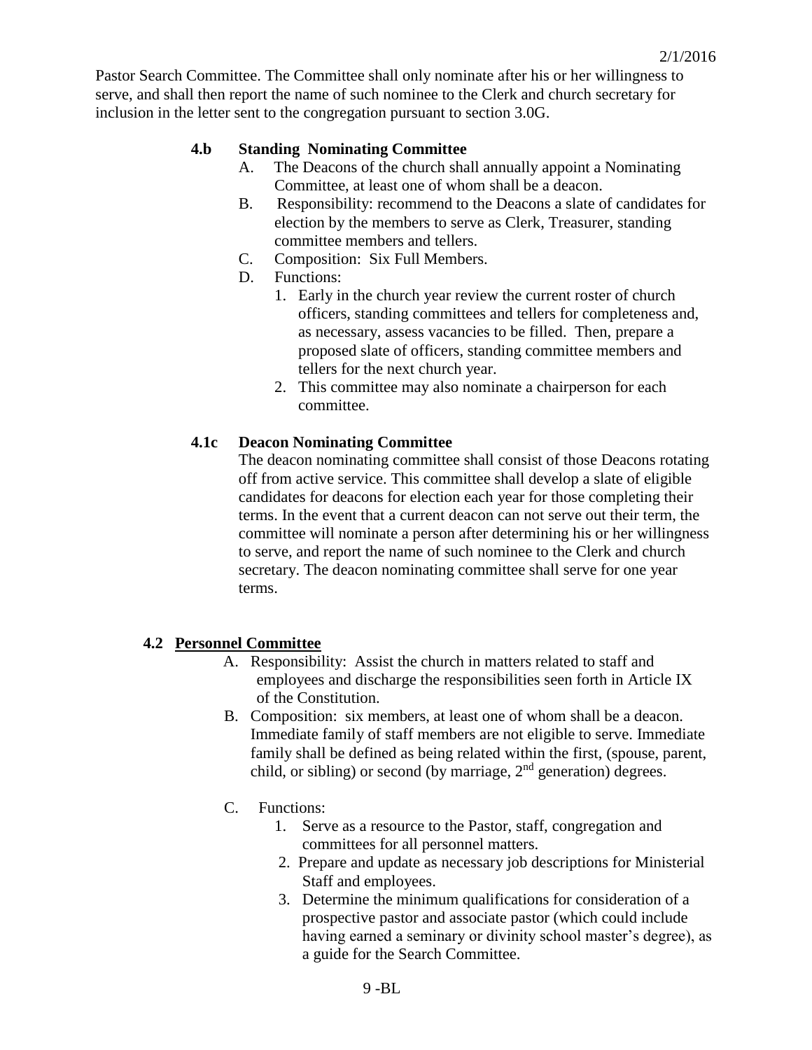Pastor Search Committee. The Committee shall only nominate after his or her willingness to serve, and shall then report the name of such nominee to the Clerk and church secretary for inclusion in the letter sent to the congregation pursuant to section 3.0G.

### 4.b Standing Nominating Committee

A. The Deacons of the church shall annually appoint a Nominating Committee, at least one of whom shall be a deacon.

B. Responsibility: recommend to the Deacons a slate of candidates for election by the members to serve as Clerk, Treasurer, standing committee members and tellers.

C. Composition: Six Full Members.

D. Functions:

1. Early in the church year review the current roster of church officers, standing committees and tellers for completeness and, as necessary, assess vacancies to be filled. Then, prepare a proposed slate of officers, standing committee members and tellers for the next church year.
2. This committee may also nominate a chairperson for each committee.

### 4.1c Deacon Nominating Committee

The deacon nominating committee shall consist of those Deacons rotating off from active service. This committee shall develop a slate of eligible candidates for deacons for election each year for those completing their terms. In the event that a current deacon can not serve out their term, the committee will nominate a person after determining his or her willingness to serve, and report the name of such nominee to the Clerk and church secretary. The deacon nominating committee shall serve for one year terms.

## 4.2 Personnel Committee

A. Responsibility: Assist the church in matters related to staff and employees and discharge the responsibilities seen forth in Article IX of the Constitution.

B. Composition: six members, at least one of whom shall be a deacon. Immediate family of staff members are not eligible to serve. Immediate family shall be defined as being related within the first, (spouse, parent, child, or sibling) or second (by marriage, 2nd generation) degrees.

C. Functions:

1. Serve as a resource to the Pastor, staff, congregation and committees for all personnel matters.
2. Prepare and update as necessary job descriptions for Ministerial Staff and employees.
3. Determine the minimum qualifications for consideration of a prospective pastor and associate pastor (which could include having earned a seminary or divinity school master's degree), as a guide for the Search Committee.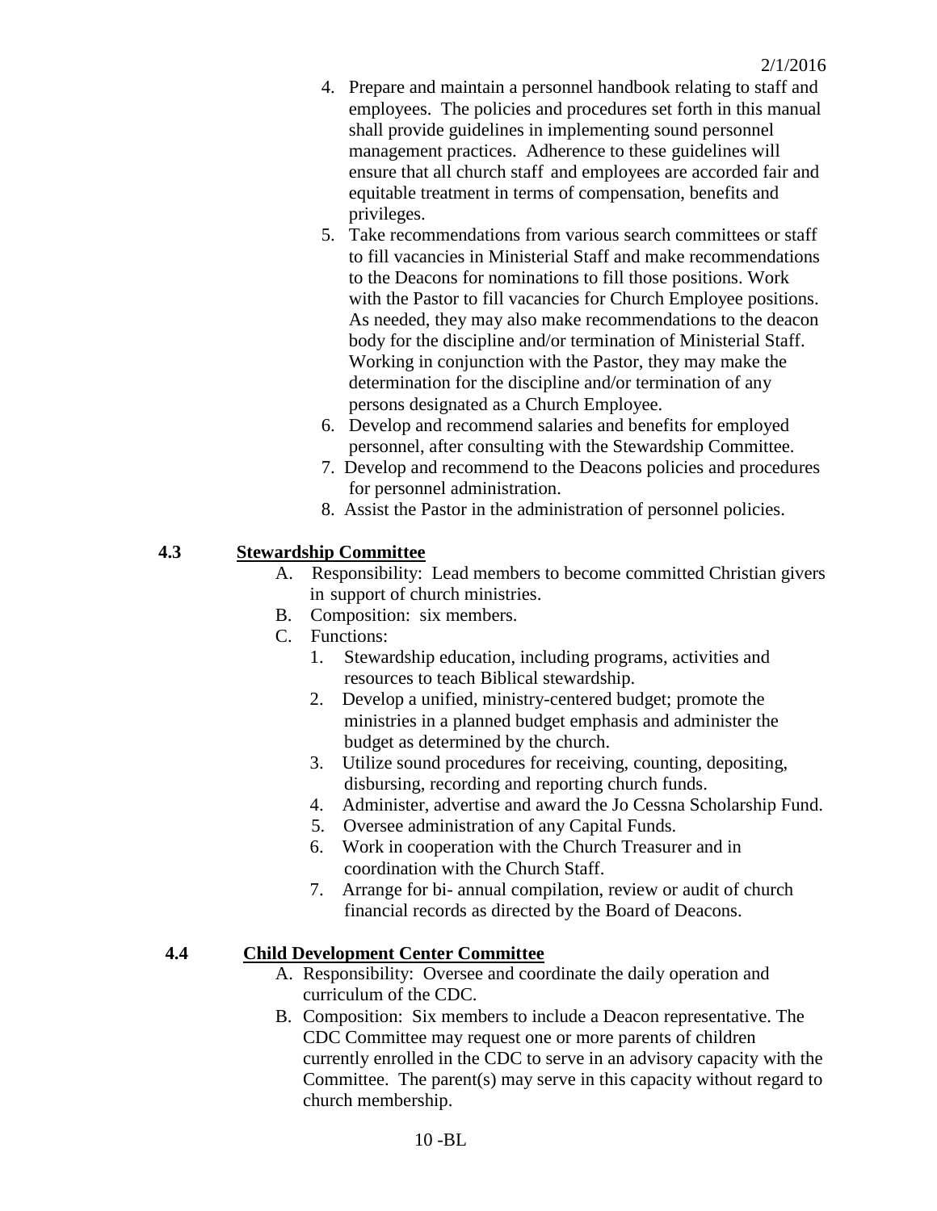4. Prepare and maintain a personnel handbook relating to staff and employees. The policies and procedures set forth in this manual shall provide guidelines in implementing sound personnel management practices. Adherence to these guidelines will ensure that all church staff and employees are accorded fair and equitable treatment in terms of compensation, benefits and privileges.
5. Take recommendations from various search committees or staff to fill vacancies in Ministerial Staff and make recommendations to the Deacons for nominations to fill those positions. Work with the Pastor to fill vacancies for Church Employee positions. As needed, they may also make recommendations to the deacon body for the discipline and/or termination of Ministerial Staff. Working in conjunction with the Pastor, they may make the determination for the discipline and/or termination of any persons designated as a Church Employee.
6. Develop and recommend salaries and benefits for employed personnel, after consulting with the Stewardship Committee.
7. Develop and recommend to the Deacons policies and procedures for personnel administration.
8. Assist the Pastor in the administration of personnel policies.

**4.3** **Stewardship Committee**

A. Responsibility: Lead members to become committed Christian givers in support of church ministries.

B. Composition: six members.

C. Functions:

1. Stewardship education, including programs, activities and resources to teach Biblical stewardship.
2. Develop a unified, ministry-centered budget; promote the ministries in a planned budget emphasis and administer the budget as determined by the church.
3. Utilize sound procedures for receiving, counting, depositing, disbursing, recording and reporting church funds.
4. Administer, advertise and award the Jo Cessna Scholarship Fund.
5. Oversee administration of any Capital Funds.
6. Work in cooperation with the Church Treasurer and in coordination with the Church Staff.
7. Arrange for bi- annual compilation, review or audit of church financial records as directed by the Board of Deacons.

**4.4** **Child Development Center Committee**

A. Responsibility: Oversee and coordinate the daily operation and curriculum of the CDC.

B. Composition: Six members to include a Deacon representative. The CDC Committee may request one or more parents of children currently enrolled in the CDC to serve in an advisory capacity with the Committee. The parent(s) may serve in this capacity without regard to church membership.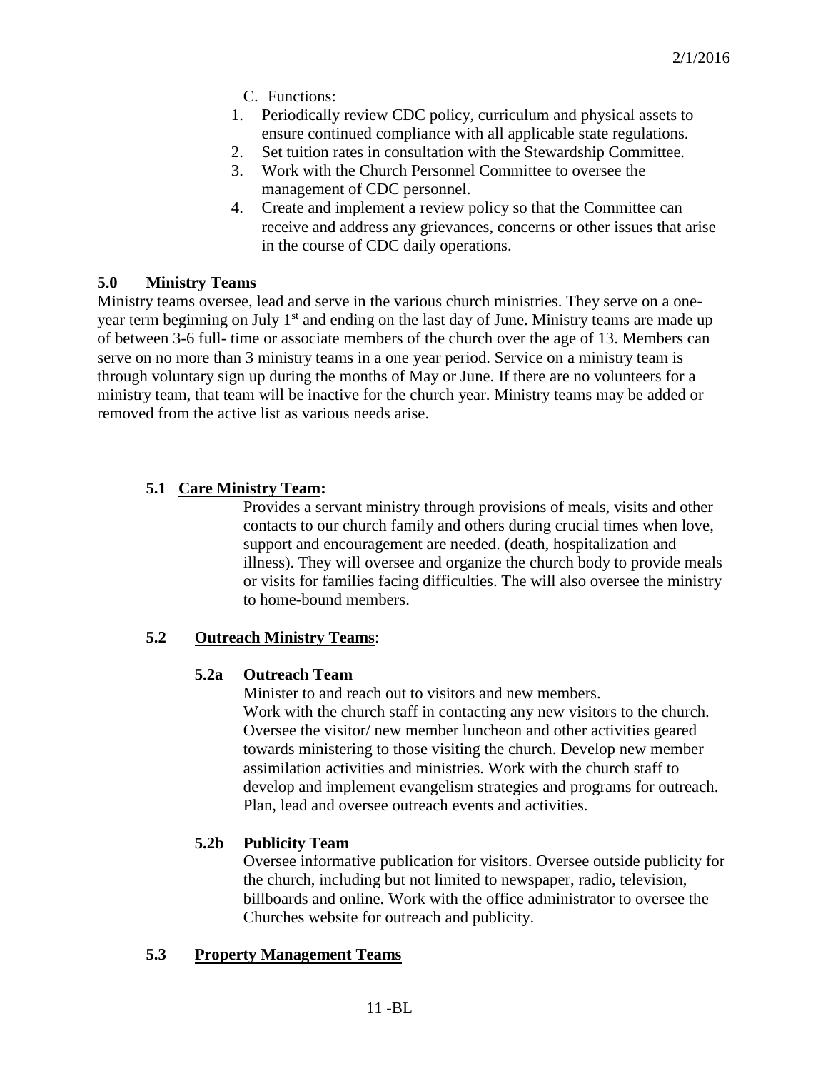C. Functions:

1. Periodically review CDC policy, curriculum and physical assets to ensure continued compliance with all applicable state regulations.
2. Set tuition rates in consultation with the Stewardship Committee.
3. Work with the Church Personnel Committee to oversee the management of CDC personnel.
4. Create and implement a review policy so that the Committee can receive and address any grievances, concerns or other issues that arise in the course of CDC daily operations.

## 5.0 Ministry Teams

Ministry teams oversee, lead and serve in the various church ministries. They serve on a one-year term beginning on July 1st and ending on the last day of June. Ministry teams are made up of between 3-6 full- time or associate members of the church over the age of 13. Members can serve on no more than 3 ministry teams in a one year period. Service on a ministry team is through voluntary sign up during the months of May or June. If there are no volunteers for a ministry team, that team will be inactive for the church year. Ministry teams may be added or removed from the active list as various needs arise.

### 5.1 <u>Care Ministry Team</u>:

Provides a servant ministry through provisions of meals, visits and other contacts to our church family and others during crucial times when love, support and encouragement are needed. (death, hospitalization and illness). They will oversee and organize the church body to provide meals or visits for families facing difficulties. The will also oversee the ministry to home-bound members.

### 5.2 <u>Outreach Ministry Teams</u>:

#### 5.2a Outreach Team

Minister to and reach out to visitors and new members.
Work with the church staff in contacting any new visitors to the church. Oversee the visitor/ new member luncheon and other activities geared towards ministering to those visiting the church. Develop new member assimilation activities and ministries. Work with the church staff to develop and implement evangelism strategies and programs for outreach. Plan, lead and oversee outreach events and activities.

#### 5.2b Publicity Team

Oversee informative publication for visitors. Oversee outside publicity for the church, including but not limited to newspaper, radio, television, billboards and online. Work with the office administrator to oversee the Churches website for outreach and publicity.

### 5.3 <u>Property Management Teams</u>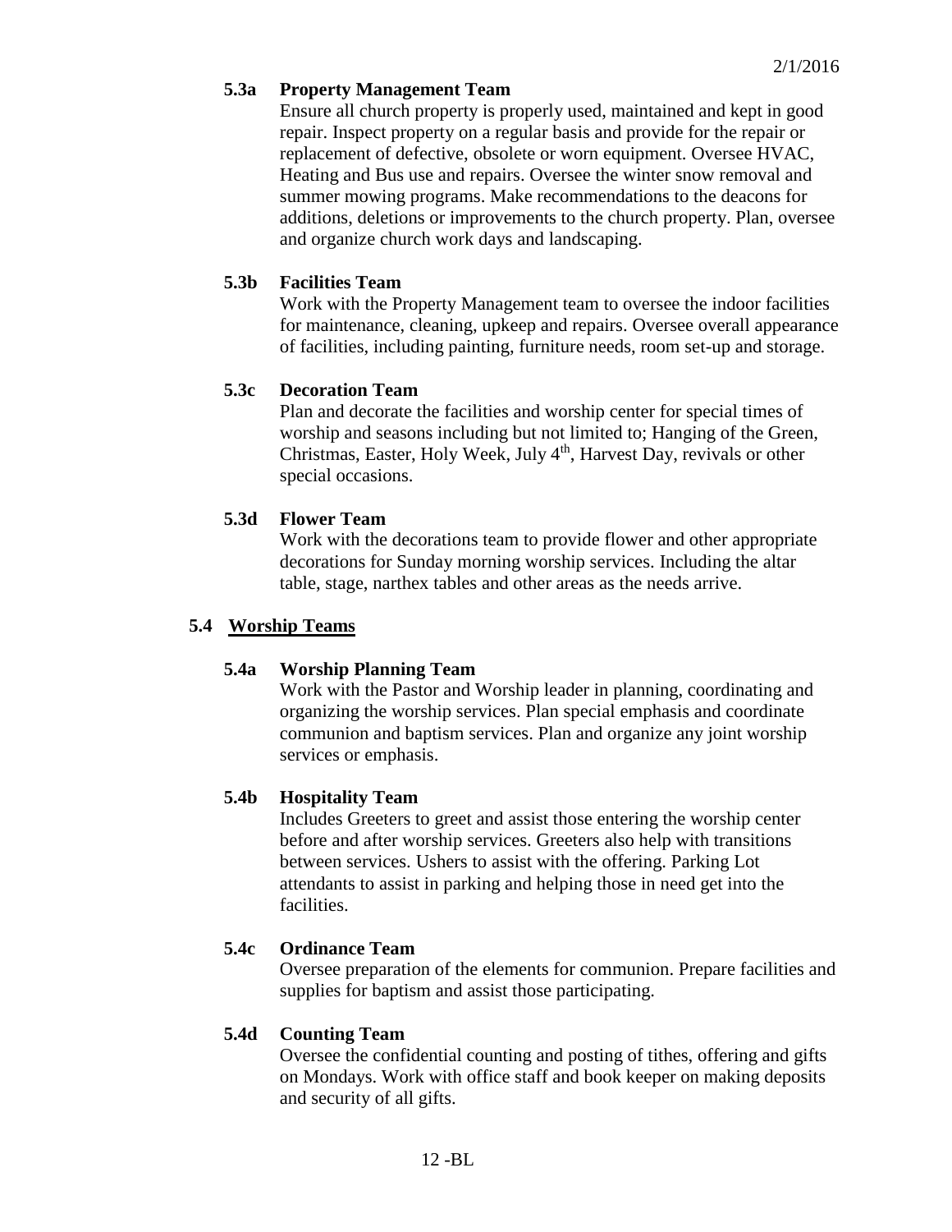#### 5.3a Property Management Team

Ensure all church property is properly used, maintained and kept in good repair. Inspect property on a regular basis and provide for the repair or replacement of defective, obsolete or worn equipment. Oversee HVAC, Heating and Bus use and repairs. Oversee the winter snow removal and summer mowing programs. Make recommendations to the deacons for additions, deletions or improvements to the church property. Plan, oversee and organize church work days and landscaping.

#### 5.3b Facilities Team

Work with the Property Management team to oversee the indoor facilities for maintenance, cleaning, upkeep and repairs. Oversee overall appearance of facilities, including painting, furniture needs, room set-up and storage.

#### 5.3c Decoration Team

Plan and decorate the facilities and worship center for special times of worship and seasons including but not limited to; Hanging of the Green, Christmas, Easter, Holy Week, July 4th, Harvest Day, revivals or other special occasions.

#### 5.3d Flower Team

Work with the decorations team to provide flower and other appropriate decorations for Sunday morning worship services. Including the altar table, stage, narthex tables and other areas as the needs arrive.

### 5.4 Worship Teams

#### 5.4a Worship Planning Team

Work with the Pastor and Worship leader in planning, coordinating and organizing the worship services. Plan special emphasis and coordinate communion and baptism services. Plan and organize any joint worship services or emphasis.

#### 5.4b Hospitality Team

Includes Greeters to greet and assist those entering the worship center before and after worship services. Greeters also help with transitions between services. Ushers to assist with the offering. Parking Lot attendants to assist in parking and helping those in need get into the facilities.

#### 5.4c Ordinance Team

Oversee preparation of the elements for communion. Prepare facilities and supplies for baptism and assist those participating.

#### 5.4d Counting Team

Oversee the confidential counting and posting of tithes, offering and gifts on Mondays. Work with office staff and book keeper on making deposits and security of all gifts.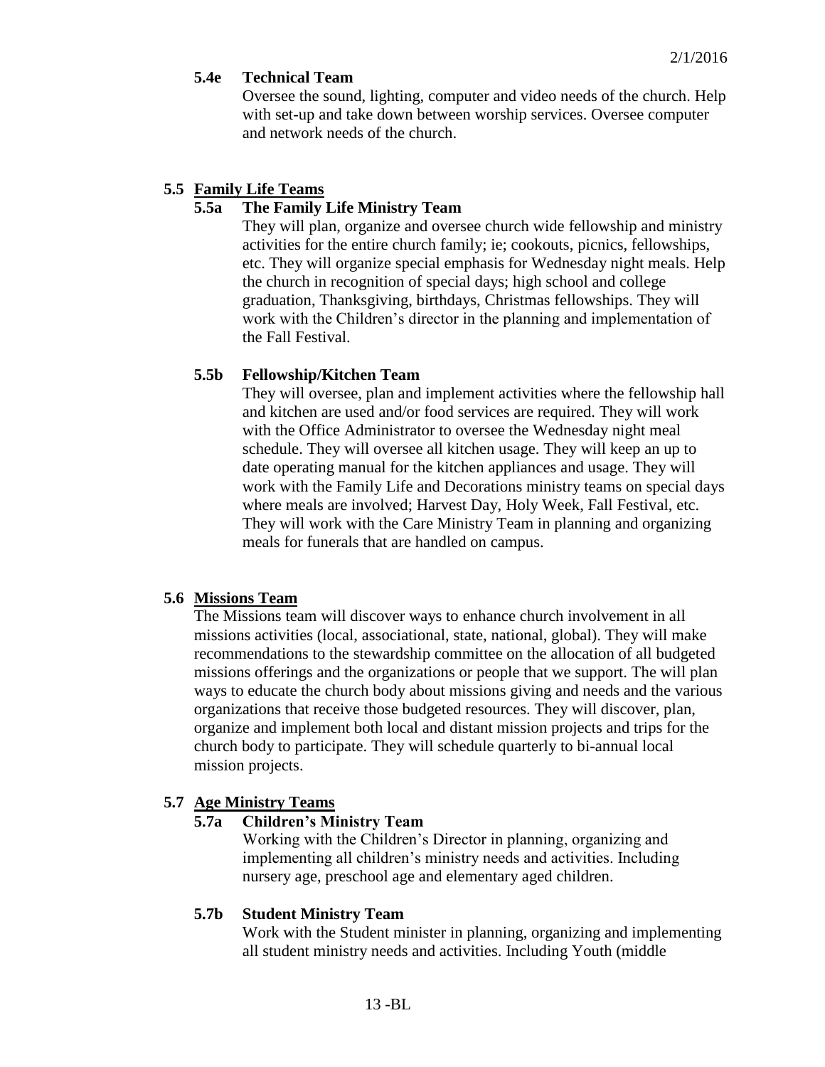#### 5.4e Technical Team

Oversee the sound, lighting, computer and video needs of the church. Help with set-up and take down between worship services. Oversee computer and network needs of the church.

### 5.5 Family Life Teams

#### 5.5a The Family Life Ministry Team

They will plan, organize and oversee church wide fellowship and ministry activities for the entire church family; ie; cookouts, picnics, fellowships, etc. They will organize special emphasis for Wednesday night meals. Help the church in recognition of special days; high school and college graduation, Thanksgiving, birthdays, Christmas fellowships. They will work with the Children's director in the planning and implementation of the Fall Festival.

#### 5.5b Fellowship/Kitchen Team

They will oversee, plan and implement activities where the fellowship hall and kitchen are used and/or food services are required. They will work with the Office Administrator to oversee the Wednesday night meal schedule. They will oversee all kitchen usage. They will keep an up to date operating manual for the kitchen appliances and usage. They will work with the Family Life and Decorations ministry teams on special days where meals are involved; Harvest Day, Holy Week, Fall Festival, etc. They will work with the Care Ministry Team in planning and organizing meals for funerals that are handled on campus.

### 5.6 Missions Team

The Missions team will discover ways to enhance church involvement in all missions activities (local, associational, state, national, global). They will make recommendations to the stewardship committee on the allocation of all budgeted missions offerings and the organizations or people that we support. The will plan ways to educate the church body about missions giving and needs and the various organizations that receive those budgeted resources. They will discover, plan, organize and implement both local and distant mission projects and trips for the church body to participate. They will schedule quarterly to bi-annual local mission projects.

### 5.7 Age Ministry Teams

#### 5.7a Children's Ministry Team

Working with the Children's Director in planning, organizing and implementing all children's ministry needs and activities. Including nursery age, preschool age and elementary aged children.

#### 5.7b Student Ministry Team

Work with the Student minister in planning, organizing and implementing all student ministry needs and activities. Including Youth (middle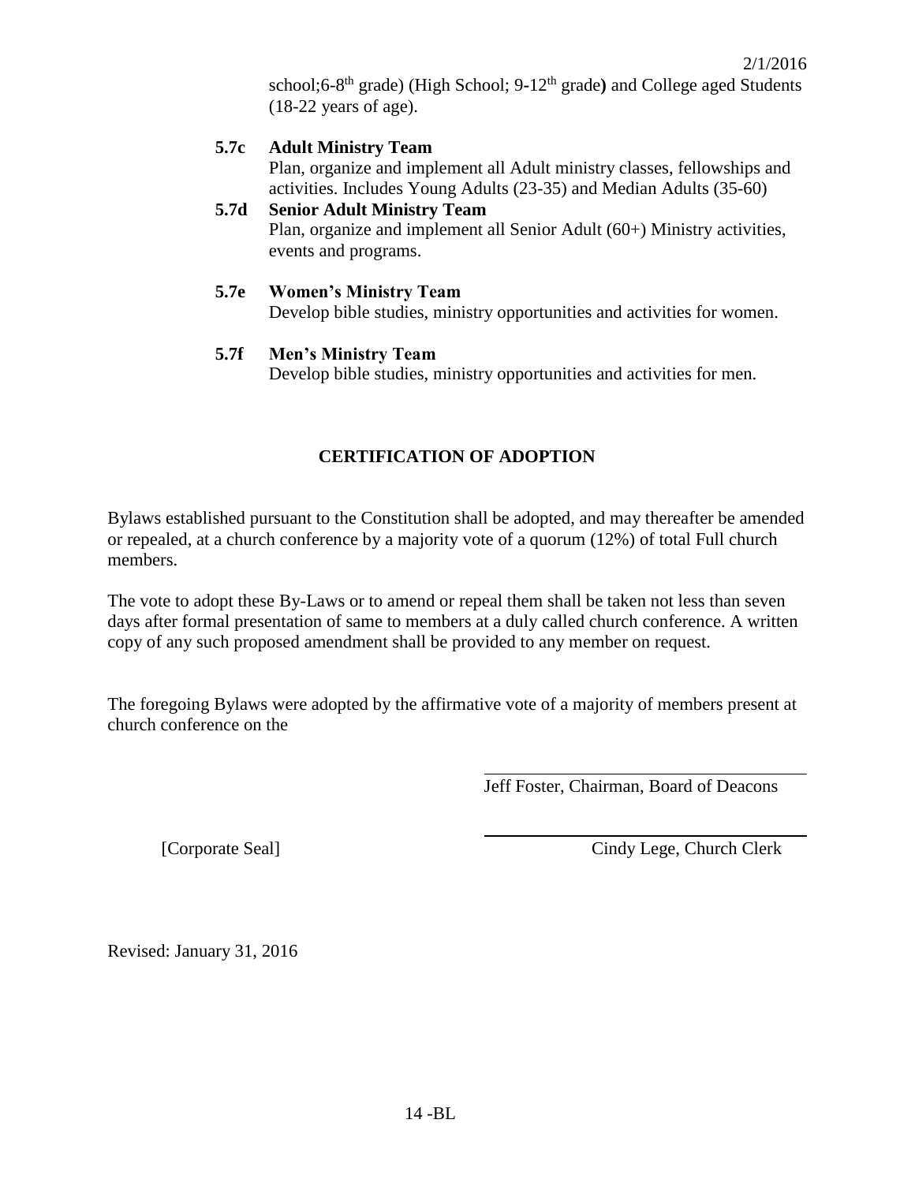school;6-8th grade) (High School; 9-12th grade) and College aged Students (18-22 years of age).

**5.7c Adult Ministry Team**
Plan, organize and implement all Adult ministry classes, fellowships and activities. Includes Young Adults (23-35) and Median Adults (35-60)

**5.7d Senior Adult Ministry Team**
Plan, organize and implement all Senior Adult (60+) Ministry activities, events and programs.

**5.7e Women's Ministry Team**
Develop bible studies, ministry opportunities and activities for women.

**5.7f Men's Ministry Team**
Develop bible studies, ministry opportunities and activities for men.

## CERTIFICATION OF ADOPTION

Bylaws established pursuant to the Constitution shall be adopted, and may thereafter be amended or repealed, at a church conference by a majority vote of a quorum (12%) of total Full church members.

The vote to adopt these By-Laws or to amend or repeal them shall be taken not less than seven days after formal presentation of same to members at a duly called church conference. A written copy of any such proposed amendment shall be provided to any member on request.

The foregoing Bylaws were adopted by the affirmative vote of a majority of members present at church conference on the

Jeff Foster, Chairman, Board of Deacons

[Corporate Seal]

Cindy Lege, Church Clerk

Revised: January 31, 2016